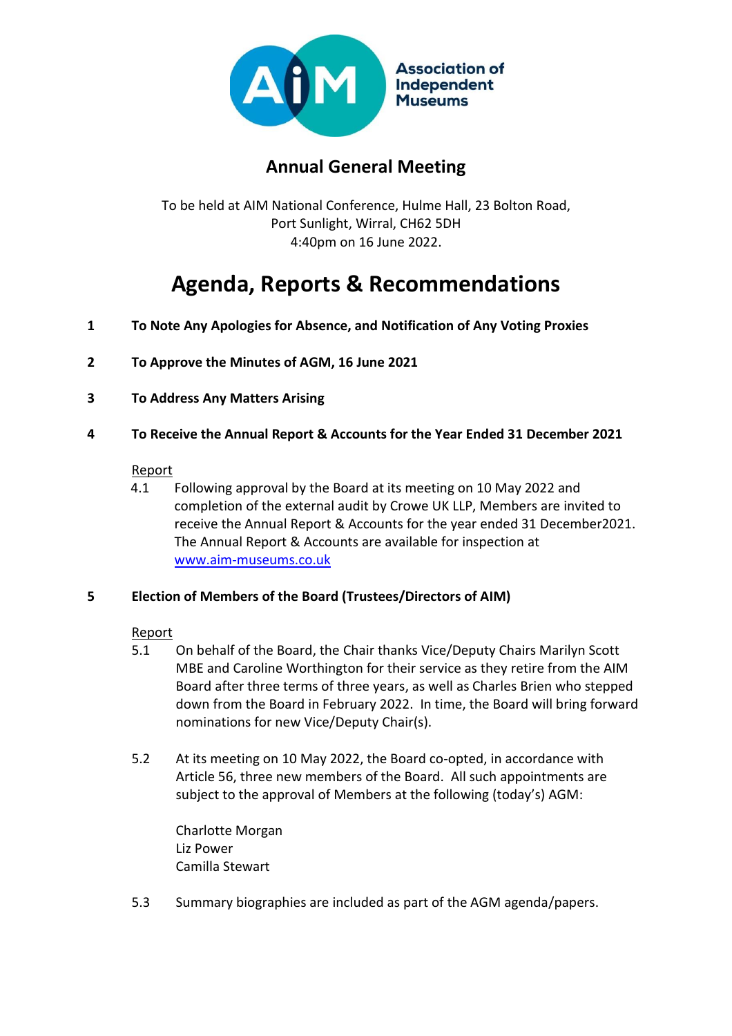Association of Independent Museums

# Annual General Meeting

To be held at AIM National Conference, Hulme Hall, 23 Bolton Road, Port Sunlight, Wirral, CH62 5DH
4:40pm on 16 June 2022.

# Agenda, Reports & Recommendations

**1 To Note Any Apologies for Absence, and Notification of Any Voting Proxies**

**2 To Approve the Minutes of AGM, 16 June 2021**

**3 To Address Any Matters Arising**

**4 To Receive the Annual Report & Accounts for the Year Ended 31 December 2021**

Report

4.1 Following approval by the Board at its meeting on 10 May 2022 and completion of the external audit by Crowe UK LLP, Members are invited to receive the Annual Report & Accounts for the year ended 31 December2021. The Annual Report & Accounts are available for inspection at www.aim-museums.co.uk

**5 Election of Members of the Board (Trustees/Directors of AIM)**

Report

5.1 On behalf of the Board, the Chair thanks Vice/Deputy Chairs Marilyn Scott MBE and Caroline Worthington for their service as they retire from the AIM Board after three terms of three years, as well as Charles Brien who stepped down from the Board in February 2022. In time, the Board will bring forward nominations for new Vice/Deputy Chair(s).

5.2 At its meeting on 10 May 2022, the Board co-opted, in accordance with Article 56, three new members of the Board. All such appointments are subject to the approval of Members at the following (today's) AGM:

Charlotte Morgan
Liz Power
Camilla Stewart

5.3 Summary biographies are included as part of the AGM agenda/papers.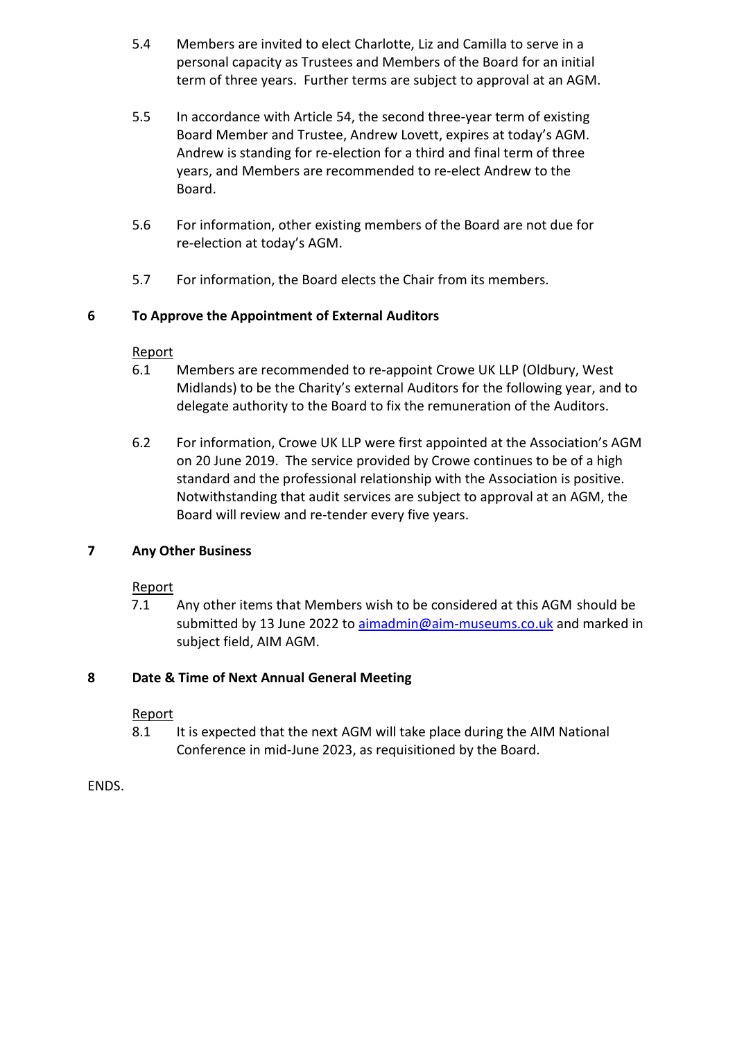5.4 Members are invited to elect Charlotte, Liz and Camilla to serve in a personal capacity as Trustees and Members of the Board for an initial term of three years. Further terms are subject to approval at an AGM.

5.5 In accordance with Article 54, the second three-year term of existing Board Member and Trustee, Andrew Lovett, expires at today's AGM. Andrew is standing for re-election for a third and final term of three years, and Members are recommended to re-elect Andrew to the Board.

5.6 For information, other existing members of the Board are not due for re-election at today's AGM.

5.7 For information, the Board elects the Chair from its members.

## 6 To Approve the Appointment of External Auditors

Report

6.1 Members are recommended to re-appoint Crowe UK LLP (Oldbury, West Midlands) to be the Charity's external Auditors for the following year, and to delegate authority to the Board to fix the remuneration of the Auditors.

6.2 For information, Crowe UK LLP were first appointed at the Association's AGM on 20 June 2019. The service provided by Crowe continues to be of a high standard and the professional relationship with the Association is positive. Notwithstanding that audit services are subject to approval at an AGM, the Board will review and re-tender every five years.

## 7 Any Other Business

Report

7.1 Any other items that Members wish to be considered at this AGM should be submitted by 13 June 2022 to aimadmin@aim-museums.co.uk and marked in subject field, AIM AGM.

## 8 Date & Time of Next Annual General Meeting

Report

8.1 It is expected that the next AGM will take place during the AIM National Conference in mid-June 2023, as requisitioned by the Board.

ENDS.